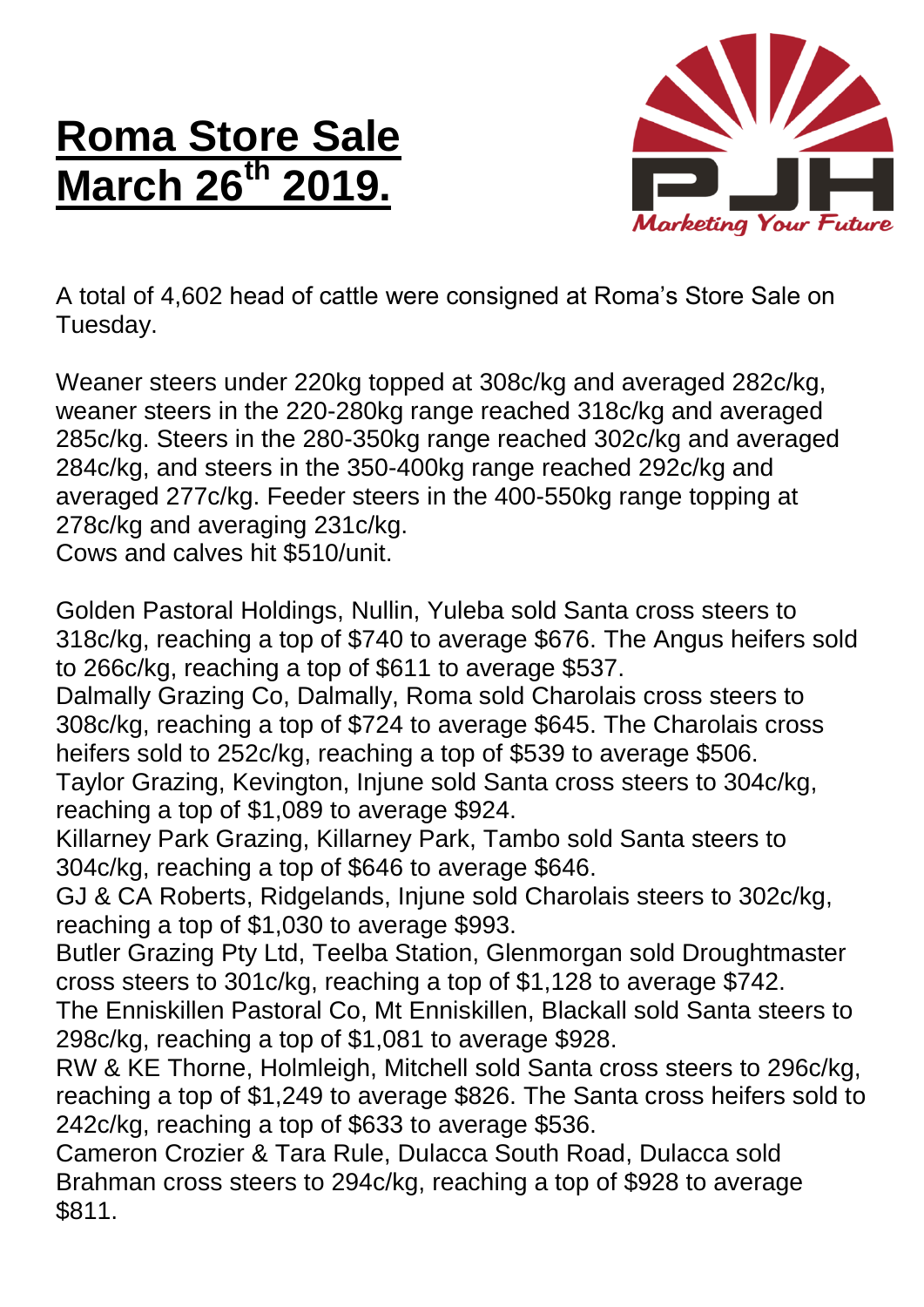# Roma Store Sale March 26th 2019.

A total of 4,602 head of cattle were consigned at Roma's Store Sale on Tuesday.

Weaner steers under 220kg topped at 308c/kg and averaged 282c/kg, weaner steers in the 220-280kg range reached 318c/kg and averaged 285c/kg. Steers in the 280-350kg range reached 302c/kg and averaged 284c/kg, and steers in the 350-400kg range reached 292c/kg and averaged 277c/kg. Feeder steers in the 400-550kg range topping at 278c/kg and averaging 231c/kg.
Cows and calves hit $510/unit.

Golden Pastoral Holdings, Nullin, Yuleba sold Santa cross steers to 318c/kg, reaching a top of $740 to average $676. The Angus heifers sold to 266c/kg, reaching a top of $611 to average $537.
Dalmally Grazing Co, Dalmally, Roma sold Charolais cross steers to 308c/kg, reaching a top of $724 to average $645. The Charolais cross heifers sold to 252c/kg, reaching a top of $539 to average $506.
Taylor Grazing, Kevington, Injune sold Santa cross steers to 304c/kg, reaching a top of $1,089 to average $924.
Killarney Park Grazing, Killarney Park, Tambo sold Santa steers to 304c/kg, reaching a top of $646 to average $646.
GJ & CA Roberts, Ridgelands, Injune sold Charolais steers to 302c/kg, reaching a top of $1,030 to average $993.
Butler Grazing Pty Ltd, Teelba Station, Glenmorgan sold Droughtmaster cross steers to 301c/kg, reaching a top of $1,128 to average $742.
The Enniskillen Pastoral Co, Mt Enniskillen, Blackall sold Santa steers to 298c/kg, reaching a top of $1,081 to average $928.
RW & KE Thorne, Holmleigh, Mitchell sold Santa cross steers to 296c/kg, reaching a top of $1,249 to average $826. The Santa cross heifers sold to 242c/kg, reaching a top of $633 to average $536.
Cameron Crozier & Tara Rule, Dulacca South Road, Dulacca sold Brahman cross steers to 294c/kg, reaching a top of $928 to average $811.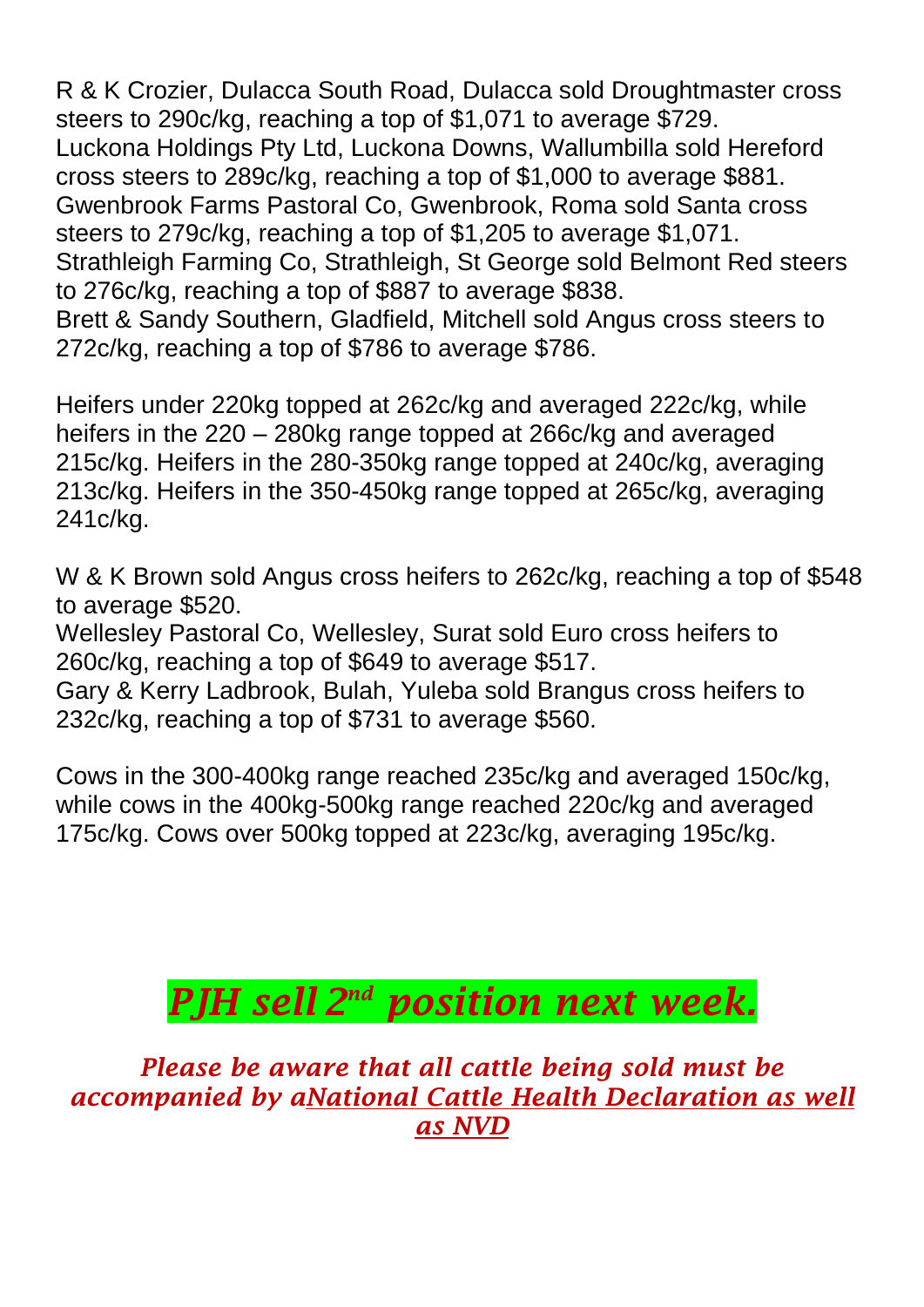R & K Crozier, Dulacca South Road, Dulacca sold Droughtmaster cross steers to 290c/kg, reaching a top of $1,071 to average $729.
Luckona Holdings Pty Ltd, Luckona Downs, Wallumbilla sold Hereford cross steers to 289c/kg, reaching a top of $1,000 to average $881.
Gwenbrook Farms Pastoral Co, Gwenbrook, Roma sold Santa cross steers to 279c/kg, reaching a top of $1,205 to average $1,071.
Strathleigh Farming Co, Strathleigh, St George sold Belmont Red steers to 276c/kg, reaching a top of $887 to average $838.
Brett & Sandy Southern, Gladfield, Mitchell sold Angus cross steers to 272c/kg, reaching a top of $786 to average $786.

Heifers under 220kg topped at 262c/kg and averaged 222c/kg, while heifers in the 220 – 280kg range topped at 266c/kg and averaged 215c/kg. Heifers in the 280-350kg range topped at 240c/kg, averaging 213c/kg. Heifers in the 350-450kg range topped at 265c/kg, averaging 241c/kg.

W & K Brown sold Angus cross heifers to 262c/kg, reaching a top of $548 to average $520.
Wellesley Pastoral Co, Wellesley, Surat sold Euro cross heifers to 260c/kg, reaching a top of $649 to average $517.
Gary & Kerry Ladbrook, Bulah, Yuleba sold Brangus cross heifers to 232c/kg, reaching a top of $731 to average $560.

Cows in the 300-400kg range reached 235c/kg and averaged 150c/kg, while cows in the 400kg-500kg range reached 220c/kg and averaged 175c/kg. Cows over 500kg topped at 223c/kg, averaging 195c/kg.

## ***PJH sell 2nd position next week.***

***Please be aware that all cattle being sold must be accompanied by aNational Cattle Health Declaration as well as NVD***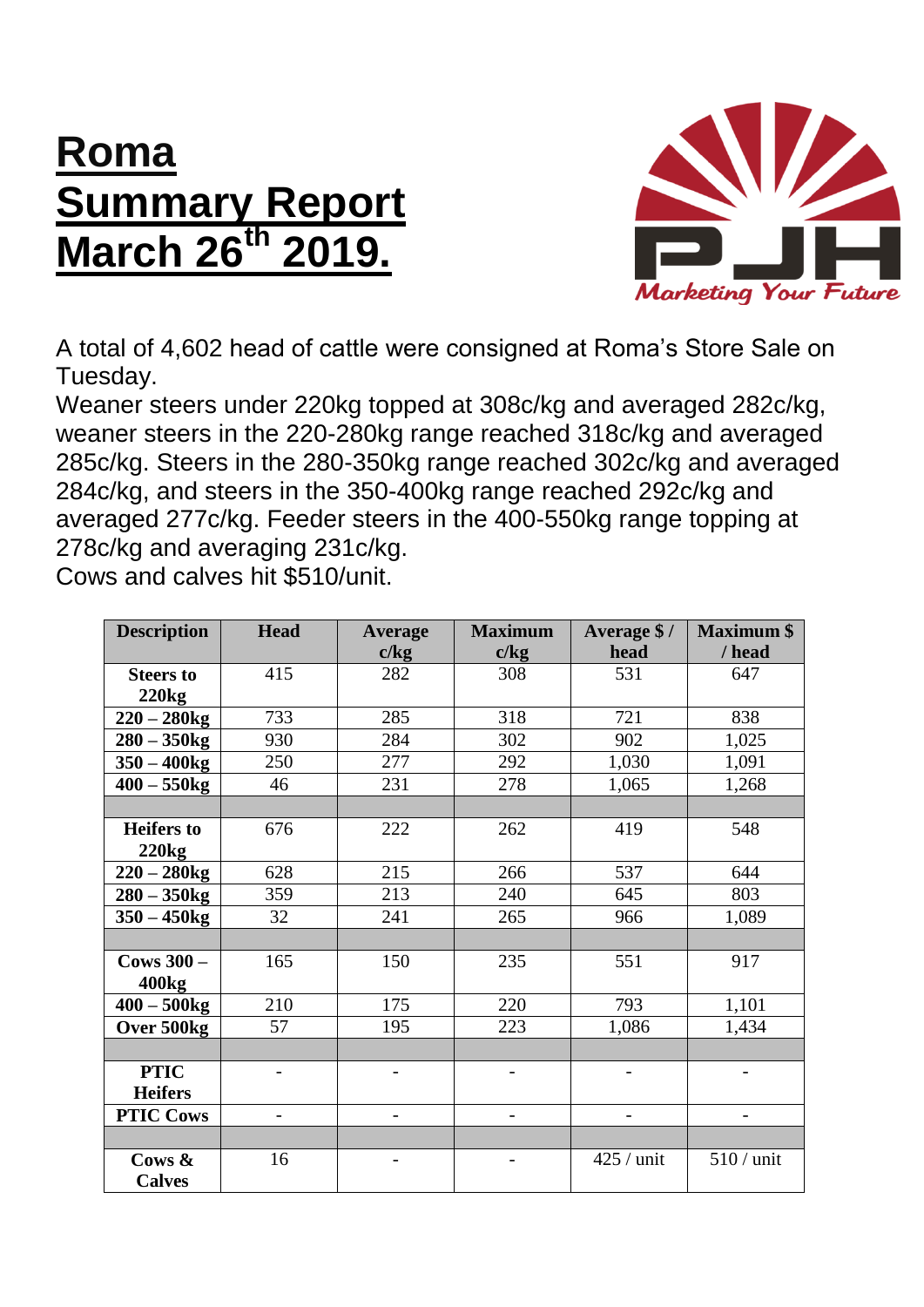# Roma Summary Report March 26th 2019.

Marketing Your Future

A total of 4,602 head of cattle were consigned at Roma's Store Sale on Tuesday.

Weaner steers under 220kg topped at 308c/kg and averaged 282c/kg, weaner steers in the 220-280kg range reached 318c/kg and averaged 285c/kg. Steers in the 280-350kg range reached 302c/kg and averaged 284c/kg, and steers in the 350-400kg range reached 292c/kg and averaged 277c/kg. Feeder steers in the 400-550kg range topping at 278c/kg and averaging 231c/kg.

Cows and calves hit $510/unit.

| Description | Head | Average c/kg | Maximum c/kg | Average $ / head | Maximum $ / head |
|---|---|---|---|---|---|
| **Steers to 220kg** | 415 | 282 | 308 | 531 | 647 |
| **220 – 280kg** | 733 | 285 | 318 | 721 | 838 |
| **280 – 350kg** | 930 | 284 | 302 | 902 | 1,025 |
| **350 – 400kg** | 250 | 277 | 292 | 1,030 | 1,091 |
| **400 – 550kg** | 46 | 231 | 278 | 1,065 | 1,268 |
| | | | | | |
| **Heifers to 220kg** | 676 | 222 | 262 | 419 | 548 |
| **220 – 280kg** | 628 | 215 | 266 | 537 | 644 |
| **280 – 350kg** | 359 | 213 | 240 | 645 | 803 |
| **350 – 450kg** | 32 | 241 | 265 | 966 | 1,089 |
| | | | | | |
| **Cows 300 – 400kg** | 165 | 150 | 235 | 551 | 917 |
| **400 – 500kg** | 210 | 175 | 220 | 793 | 1,101 |
| **Over 500kg** | 57 | 195 | 223 | 1,086 | 1,434 |
| | | | | | |
| **PTIC Heifers** | - | - | - | - | - |
| **PTIC Cows** | - | - | - | - | - |
| | | | | | |
| **Cows & Calves** | 16 | - | - | 425 / unit | 510 / unit |